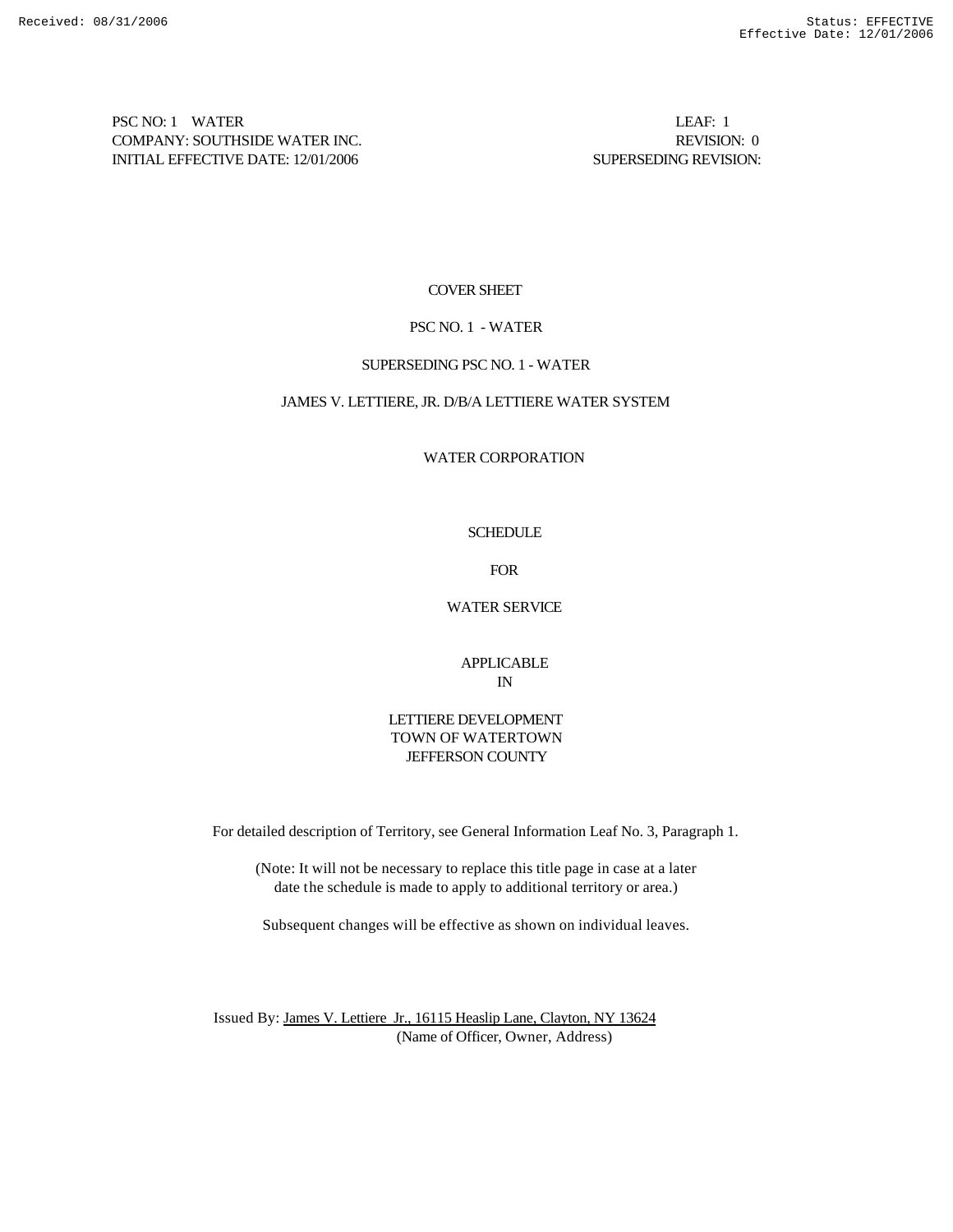PSC NO: 1 WATER LEAF: 1
COMPANY: SOUTHSIDE WATER INC. REVISION: 0
INITIAL EFFECTIVE DATE: 12/01/2006 SUPERSEDING REVISION:

COVER SHEET

PSC NO. 1 - WATER

SUPERSEDING PSC NO. 1 - WATER

JAMES V. LETTIERE, JR. D/B/A LETTIERE WATER SYSTEM

WATER CORPORATION

SCHEDULE

FOR

WATER SERVICE

APPLICABLE
IN

LETTIERE DEVELOPMENT
TOWN OF WATERTOWN
JEFFERSON COUNTY

For detailed description of Territory, see General Information Leaf No. 3, Paragraph 1.

(Note: It will not be necessary to replace this title page in case at a later date the schedule is made to apply to additional territory or area.)

Subsequent changes will be effective as shown on individual leaves.

Issued By: James V. Lettiere Jr., 16115 Heaslip Lane, Clayton, NY 13624
(Name of Officer, Owner, Address)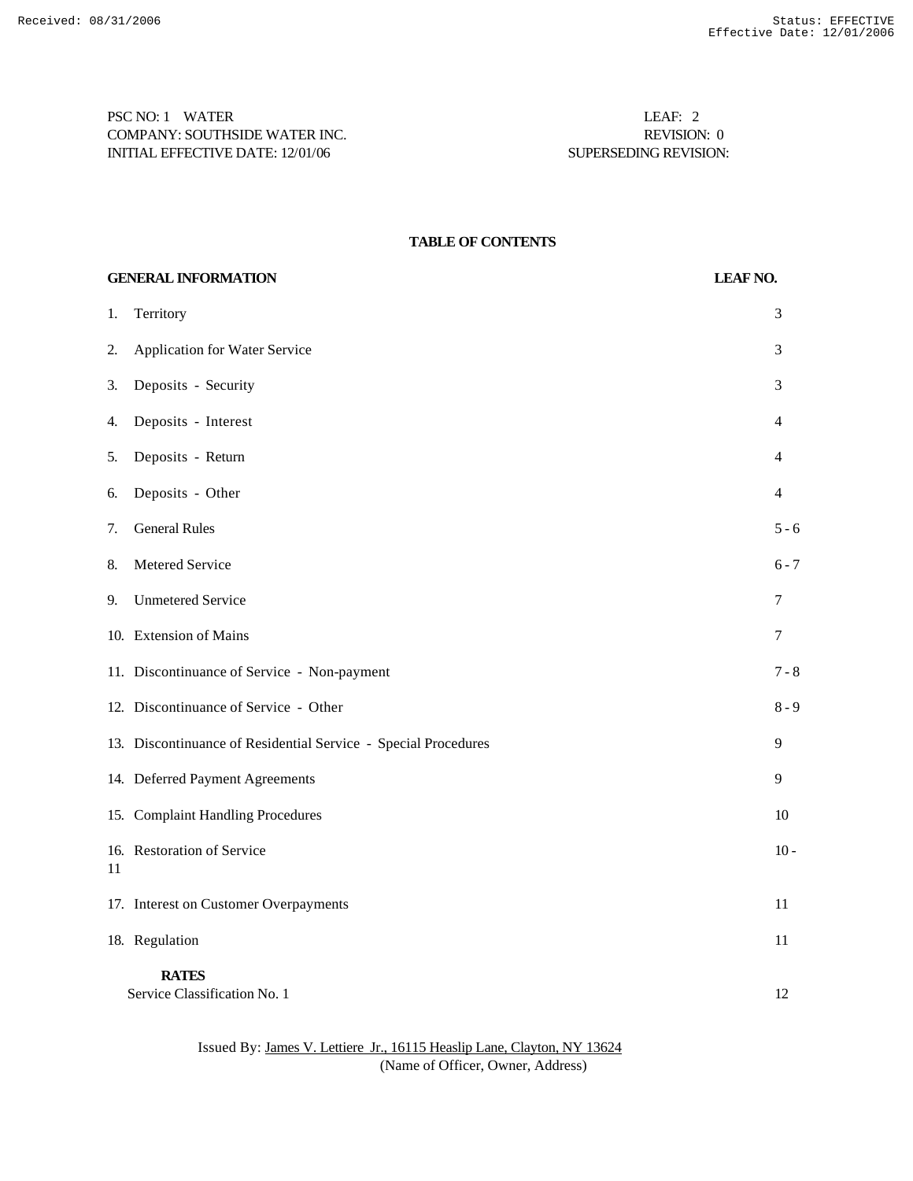PSC NO: 1 WATER LEAF: 2
COMPANY: SOUTHSIDE WATER INC. REVISION: 0
INITIAL EFFECTIVE DATE: 12/01/06 SUPERSEDING REVISION:

## TABLE OF CONTENTS

| GENERAL INFORMATION | LEAF NO. |
|---|---|
| 1. Territory | 3 |
| 2. Application for Water Service | 3 |
| 3. Deposits - Security | 3 |
| 4. Deposits - Interest | 4 |
| 5. Deposits - Return | 4 |
| 6. Deposits - Other | 4 |
| 7. General Rules | 5 - 6 |
| 8. Metered Service | 6 - 7 |
| 9. Unmetered Service | 7 |
| 10. Extension of Mains | 7 |
| 11. Discontinuance of Service - Non-payment | 7 - 8 |
| 12. Discontinuance of Service - Other | 8 - 9 |
| 13. Discontinuance of Residential Service - Special Procedures | 9 |
| 14. Deferred Payment Agreements | 9 |
| 15. Complaint Handling Procedures | 10 |
| 16. Restoration of Service | 10 - 11 |
| 17. Interest on Customer Overpayments | 11 |
| 18. Regulation | 11 |
| **RATES** | |
| Service Classification No. 1 | 12 |

Issued By: James V. Lettiere Jr., 16115 Heaslip Lane, Clayton, NY 13624
(Name of Officer, Owner, Address)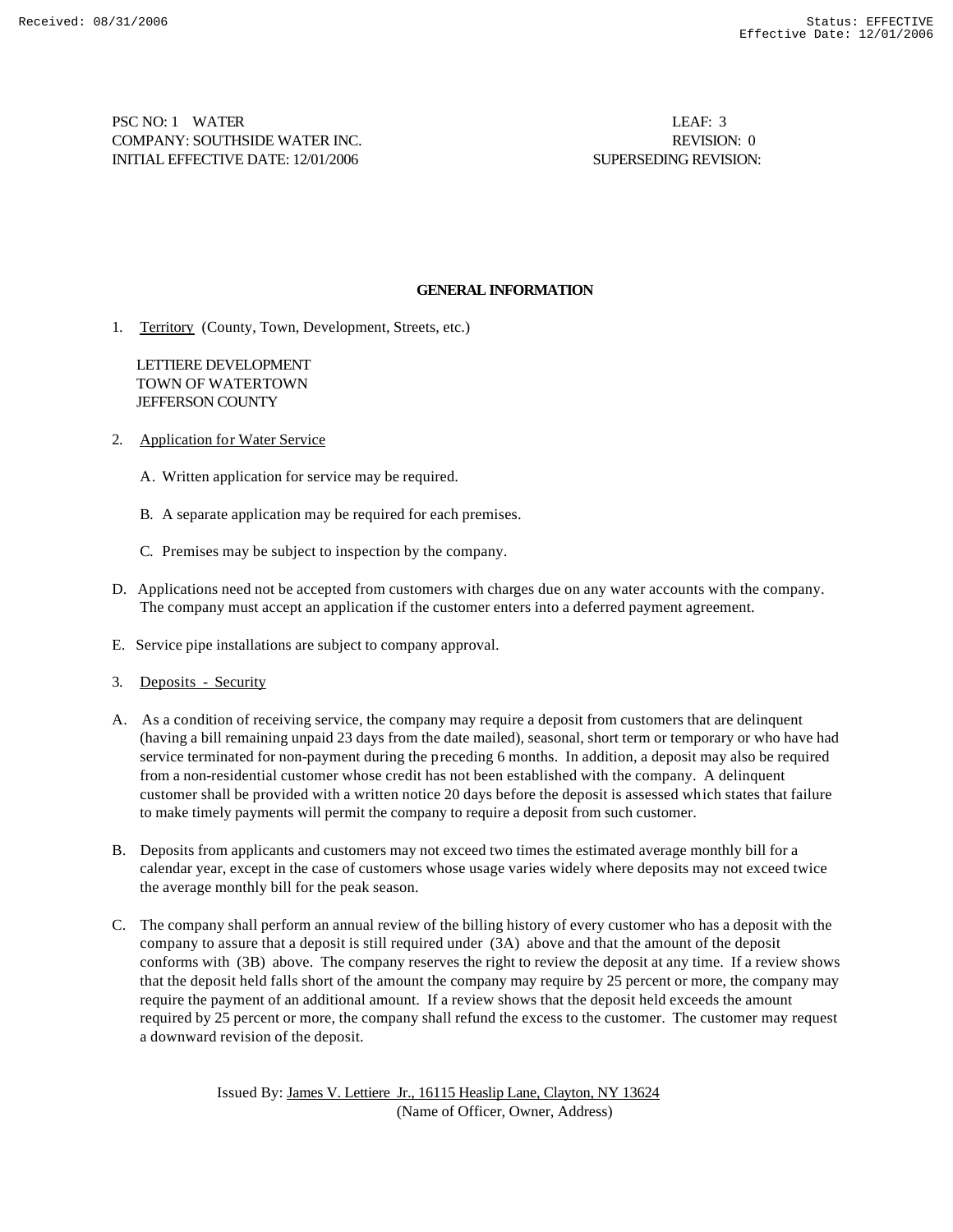PSC NO: 1 WATER
COMPANY: SOUTHSIDE WATER INC.
INITIAL EFFECTIVE DATE: 12/01/2006

LEAF: 3
REVISION: 0
SUPERSEDING REVISION:

## GENERAL INFORMATION

1. Territory (County, Town, Development, Streets, etc.)

   LETTIERE DEVELOPMENT
   TOWN OF WATERTOWN
   JEFFERSON COUNTY

2. Application for Water Service

   A. Written application for service may be required.

   B. A separate application may be required for each premises.

   C. Premises may be subject to inspection by the company.

D. Applications need not be accepted from customers with charges due on any water accounts with the company. The company must accept an application if the customer enters into a deferred payment agreement.

E. Service pipe installations are subject to company approval.

3. Deposits - Security

A. As a condition of receiving service, the company may require a deposit from customers that are delinquent (having a bill remaining unpaid 23 days from the date mailed), seasonal, short term or temporary or who have had service terminated for non-payment during the preceding 6 months. In addition, a deposit may also be required from a non-residential customer whose credit has not been established with the company. A delinquent customer shall be provided with a written notice 20 days before the deposit is assessed which states that failure to make timely payments will permit the company to require a deposit from such customer.

B. Deposits from applicants and customers may not exceed two times the estimated average monthly bill for a calendar year, except in the case of customers whose usage varies widely where deposits may not exceed twice the average monthly bill for the peak season.

C. The company shall perform an annual review of the billing history of every customer who has a deposit with the company to assure that a deposit is still required under (3A) above and that the amount of the deposit conforms with (3B) above. The company reserves the right to review the deposit at any time. If a review shows that the deposit held falls short of the amount the company may require by 25 percent or more, the company may require the payment of an additional amount. If a review shows that the deposit held exceeds the amount required by 25 percent or more, the company shall refund the excess to the customer. The customer may request a downward revision of the deposit.

Issued By: James V. Lettiere Jr., 16115 Heaslip Lane, Clayton, NY 13624
(Name of Officer, Owner, Address)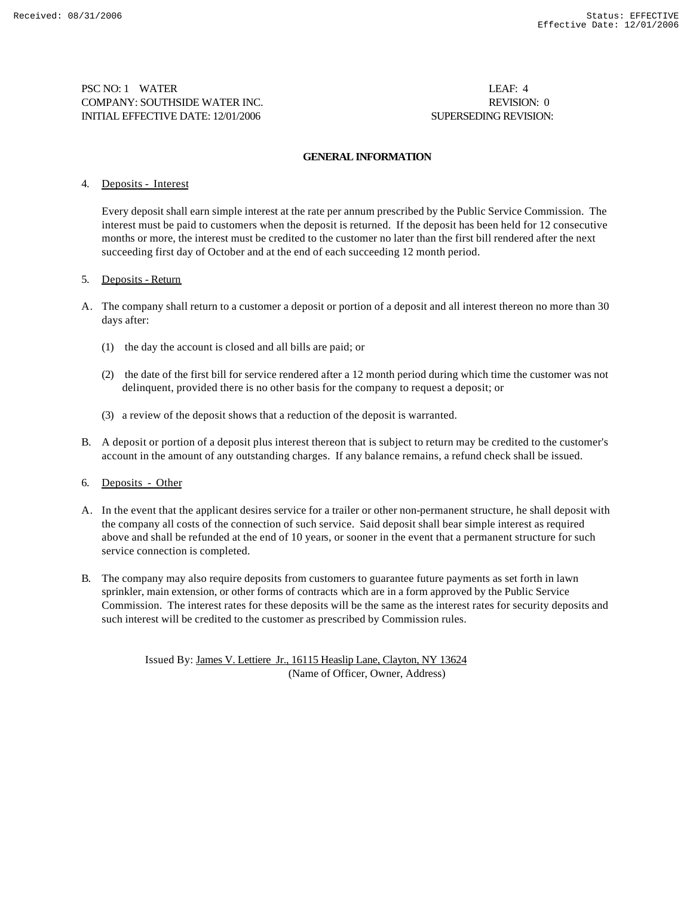Received: 08/31/2006 Status: EFFECTIVE
Effective Date: 12/01/2006

PSC NO: 1 WATER LEAF: 4
COMPANY: SOUTHSIDE WATER INC. REVISION: 0
INITIAL EFFECTIVE DATE: 12/01/2006 SUPERSEDING REVISION:

## GENERAL INFORMATION

4. Deposits - Interest

Every deposit shall earn simple interest at the rate per annum prescribed by the Public Service Commission. The interest must be paid to customers when the deposit is returned. If the deposit has been held for 12 consecutive months or more, the interest must be credited to the customer no later than the first bill rendered after the next succeeding first day of October and at the end of each succeeding 12 month period.

5. Deposits - Return

A. The company shall return to a customer a deposit or portion of a deposit and all interest thereon no more than 30 days after:

(1) the day the account is closed and all bills are paid; or

(2) the date of the first bill for service rendered after a 12 month period during which time the customer was not delinquent, provided there is no other basis for the company to request a deposit; or

(3) a review of the deposit shows that a reduction of the deposit is warranted.

B. A deposit or portion of a deposit plus interest thereon that is subject to return may be credited to the customer's account in the amount of any outstanding charges. If any balance remains, a refund check shall be issued.

6. Deposits - Other

A. In the event that the applicant desires service for a trailer or other non-permanent structure, he shall deposit with the company all costs of the connection of such service. Said deposit shall bear simple interest as required above and shall be refunded at the end of 10 years, or sooner in the event that a permanent structure for such service connection is completed.

B. The company may also require deposits from customers to guarantee future payments as set forth in lawn sprinkler, main extension, or other forms of contracts which are in a form approved by the Public Service Commission. The interest rates for these deposits will be the same as the interest rates for security deposits and such interest will be credited to the customer as prescribed by Commission rules.

Issued By: James V. Lettiere Jr., 16115 Heaslip Lane, Clayton, NY 13624
(Name of Officer, Owner, Address)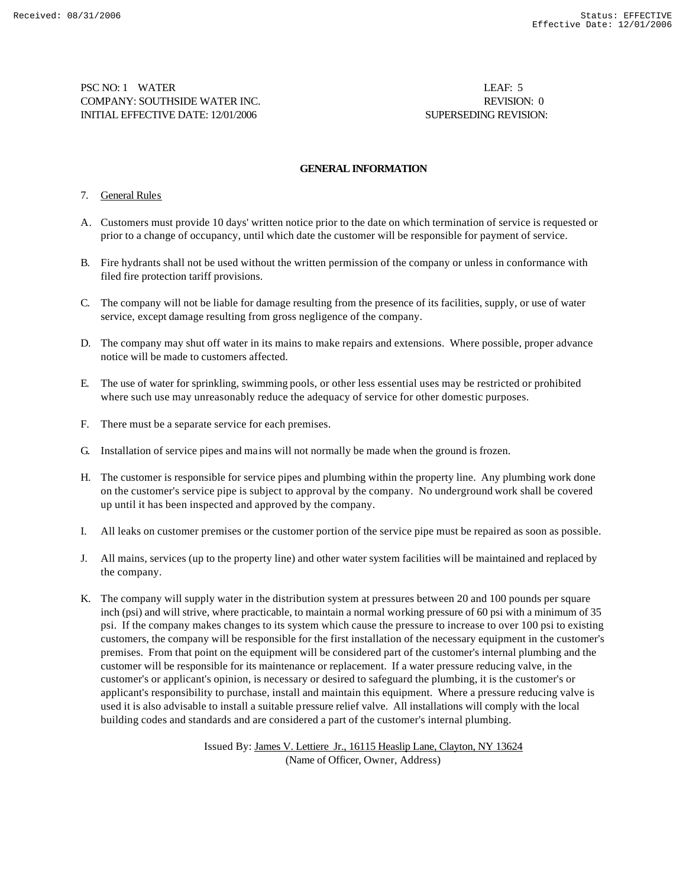PSC NO: 1 WATER LEAF: 5
COMPANY: SOUTHSIDE WATER INC. REVISION: 0
INITIAL EFFECTIVE DATE: 12/01/2006 SUPERSEDING REVISION:

## GENERAL INFORMATION

7. General Rules

A. Customers must provide 10 days' written notice prior to the date on which termination of service is requested or prior to a change of occupancy, until which date the customer will be responsible for payment of service.

B. Fire hydrants shall not be used without the written permission of the company or unless in conformance with filed fire protection tariff provisions.

C. The company will not be liable for damage resulting from the presence of its facilities, supply, or use of water service, except damage resulting from gross negligence of the company.

D. The company may shut off water in its mains to make repairs and extensions. Where possible, proper advance notice will be made to customers affected.

E. The use of water for sprinkling, swimming pools, or other less essential uses may be restricted or prohibited where such use may unreasonably reduce the adequacy of service for other domestic purposes.

F. There must be a separate service for each premises.

G. Installation of service pipes and mains will not normally be made when the ground is frozen.

H. The customer is responsible for service pipes and plumbing within the property line. Any plumbing work done on the customer's service pipe is subject to approval by the company. No underground work shall be covered up until it has been inspected and approved by the company.

I. All leaks on customer premises or the customer portion of the service pipe must be repaired as soon as possible.

J. All mains, services (up to the property line) and other water system facilities will be maintained and replaced by the company.

K. The company will supply water in the distribution system at pressures between 20 and 100 pounds per square inch (psi) and will strive, where practicable, to maintain a normal working pressure of 60 psi with a minimum of 35 psi. If the company makes changes to its system which cause the pressure to increase to over 100 psi to existing customers, the company will be responsible for the first installation of the necessary equipment in the customer's premises. From that point on the equipment will be considered part of the customer's internal plumbing and the customer will be responsible for its maintenance or replacement. If a water pressure reducing valve, in the customer's or applicant's opinion, is necessary or desired to safeguard the plumbing, it is the customer's or applicant's responsibility to purchase, install and maintain this equipment. Where a pressure reducing valve is used it is also advisable to install a suitable pressure relief valve. All installations will comply with the local building codes and standards and are considered a part of the customer's internal plumbing.

Issued By: James V. Lettiere Jr., 16115 Heaslip Lane, Clayton, NY 13624
(Name of Officer, Owner, Address)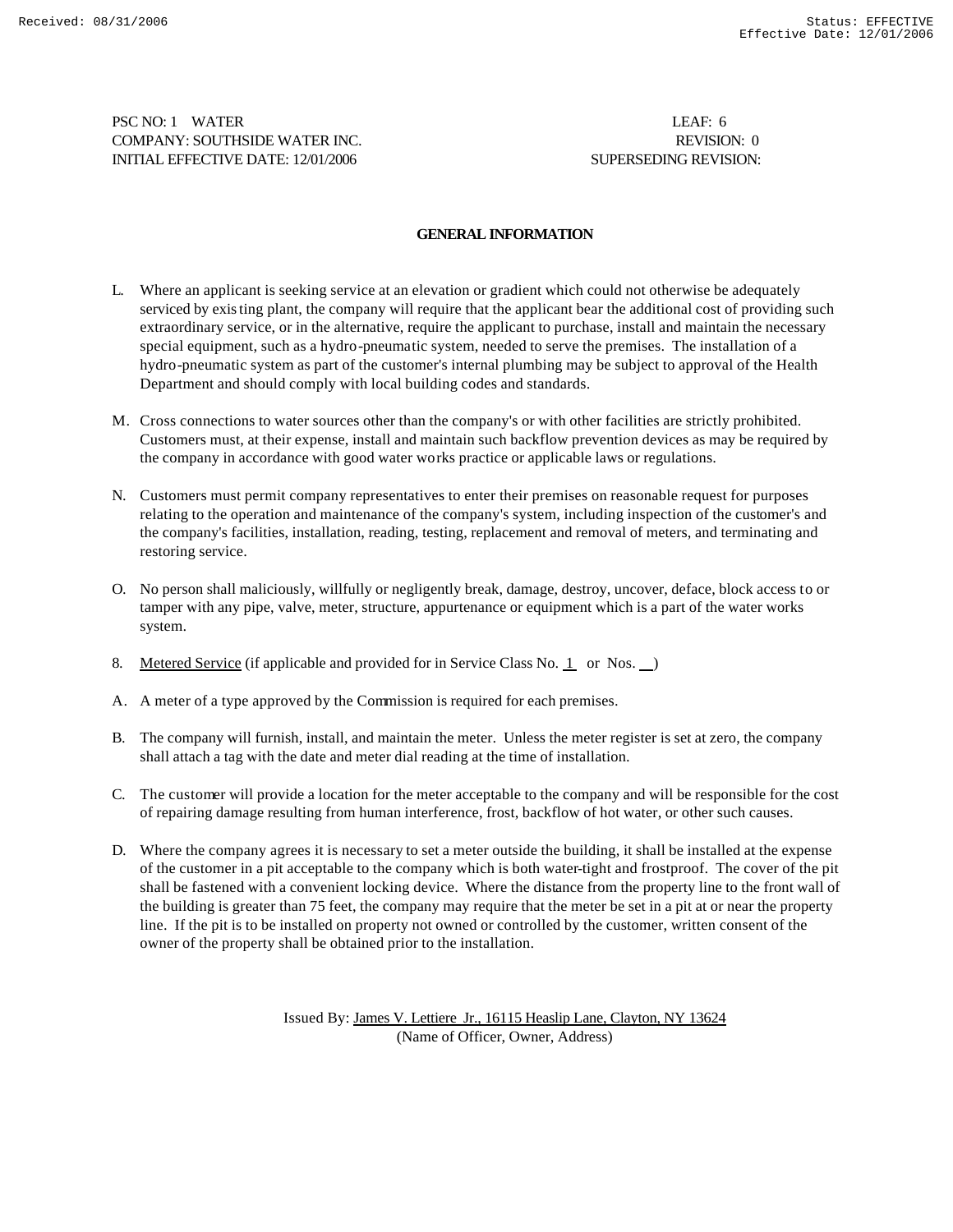PSC NO: 1 WATER LEAF: 6
COMPANY: SOUTHSIDE WATER INC. REVISION: 0
INITIAL EFFECTIVE DATE: 12/01/2006 SUPERSEDING REVISION:

## GENERAL INFORMATION

L. Where an applicant is seeking service at an elevation or gradient which could not otherwise be adequately serviced by existing plant, the company will require that the applicant bear the additional cost of providing such extraordinary service, or in the alternative, require the applicant to purchase, install and maintain the necessary special equipment, such as a hydro-pneumatic system, needed to serve the premises. The installation of a hydro-pneumatic system as part of the customer's internal plumbing may be subject to approval of the Health Department and should comply with local building codes and standards.

M. Cross connections to water sources other than the company's or with other facilities are strictly prohibited. Customers must, at their expense, install and maintain such backflow prevention devices as may be required by the company in accordance with good water works practice or applicable laws or regulations.

N. Customers must permit company representatives to enter their premises on reasonable request for purposes relating to the operation and maintenance of the company's system, including inspection of the customer's and the company's facilities, installation, reading, testing, replacement and removal of meters, and terminating and restoring service.

O. No person shall maliciously, willfully or negligently break, damage, destroy, uncover, deface, block access to or tamper with any pipe, valve, meter, structure, appurtenance or equipment which is a part of the water works system.

8. Metered Service (if applicable and provided for in Service Class No. 1 or Nos. __)

A. A meter of a type approved by the Commission is required for each premises.

B. The company will furnish, install, and maintain the meter. Unless the meter register is set at zero, the company shall attach a tag with the date and meter dial reading at the time of installation.

C. The customer will provide a location for the meter acceptable to the company and will be responsible for the cost of repairing damage resulting from human interference, frost, backflow of hot water, or other such causes.

D. Where the company agrees it is necessary to set a meter outside the building, it shall be installed at the expense of the customer in a pit acceptable to the company which is both water-tight and frostproof. The cover of the pit shall be fastened with a convenient locking device. Where the distance from the property line to the front wall of the building is greater than 75 feet, the company may require that the meter be set in a pit at or near the property line. If the pit is to be installed on property not owned or controlled by the customer, written consent of the owner of the property shall be obtained prior to the installation.

Issued By: James V. Lettiere Jr., 16115 Heaslip Lane, Clayton, NY 13624
(Name of Officer, Owner, Address)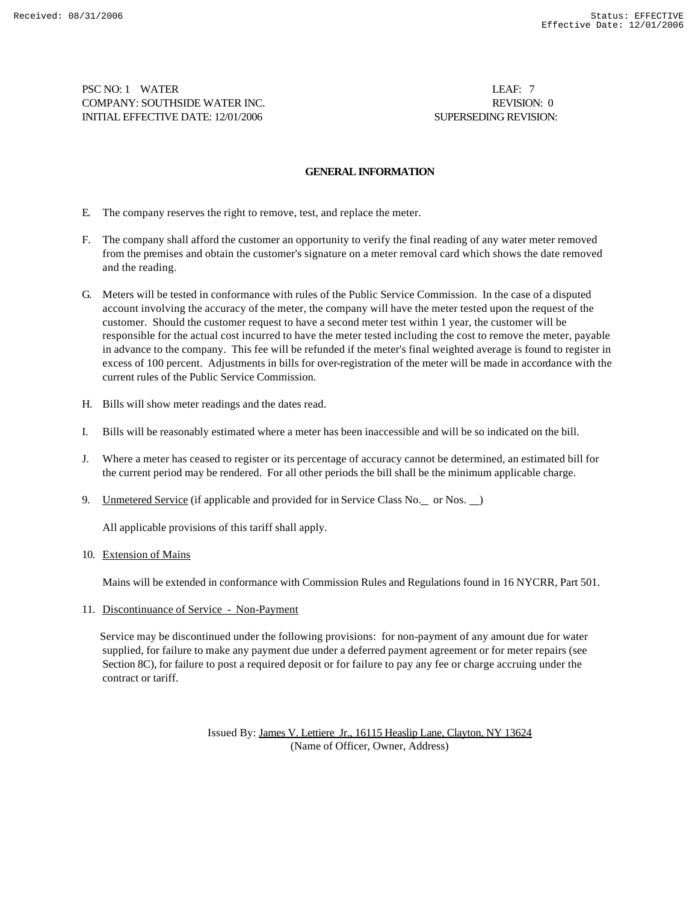PSC NO: 1 WATER
COMPANY: SOUTHSIDE WATER INC.
INITIAL EFFECTIVE DATE: 12/01/2006

LEAF: 7
REVISION: 0
SUPERSEDING REVISION:

## GENERAL INFORMATION

E. The company reserves the right to remove, test, and replace the meter.

F. The company shall afford the customer an opportunity to verify the final reading of any water meter removed from the premises and obtain the customer's signature on a meter removal card which shows the date removed and the reading.

G. Meters will be tested in conformance with rules of the Public Service Commission. In the case of a disputed account involving the accuracy of the meter, the company will have the meter tested upon the request of the customer. Should the customer request to have a second meter test within 1 year, the customer will be responsible for the actual cost incurred to have the meter tested including the cost to remove the meter, payable in advance to the company. This fee will be refunded if the meter's final weighted average is found to register in excess of 100 percent. Adjustments in bills for over-registration of the meter will be made in accordance with the current rules of the Public Service Commission.

H. Bills will show meter readings and the dates read.

I. Bills will be reasonably estimated where a meter has been inaccessible and will be so indicated on the bill.

J. Where a meter has ceased to register or its percentage of accuracy cannot be determined, an estimated bill for the current period may be rendered. For all other periods the bill shall be the minimum applicable charge.

9. Unmetered Service (if applicable and provided for in Service Class No.\_\_ or Nos. \_\_)

   All applicable provisions of this tariff shall apply.

10. Extension of Mains

    Mains will be extended in conformance with Commission Rules and Regulations found in 16 NYCRR, Part 501.

11. Discontinuance of Service - Non-Payment

    Service may be discontinued under the following provisions: for non-payment of any amount due for water supplied, for failure to make any payment due under a deferred payment agreement or for meter repairs (see Section 8C), for failure to post a required deposit or for failure to pay any fee or charge accruing under the contract or tariff.

Issued By: James V. Lettiere Jr., 16115 Heaslip Lane, Clayton, NY 13624
(Name of Officer, Owner, Address)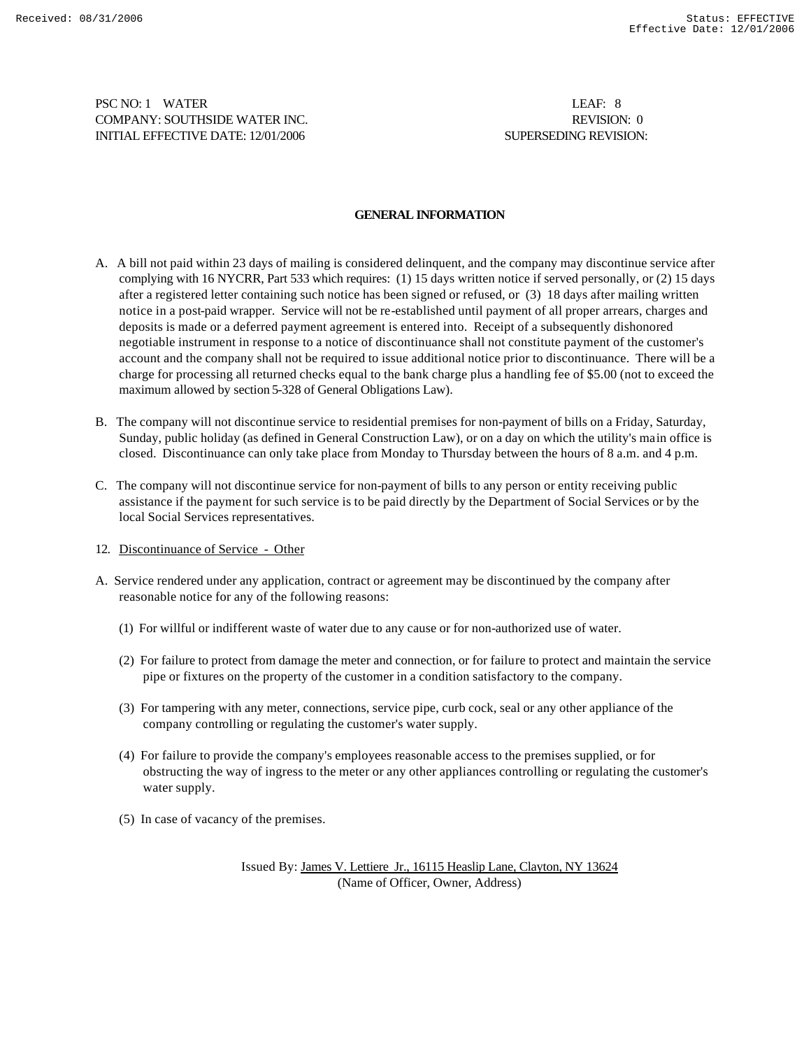PSC NO: 1 WATER LEAF: 8
COMPANY: SOUTHSIDE WATER INC. REVISION: 0
INITIAL EFFECTIVE DATE: 12/01/2006 SUPERSEDING REVISION:

## GENERAL INFORMATION

A. A bill not paid within 23 days of mailing is considered delinquent, and the company may discontinue service after complying with 16 NYCRR, Part 533 which requires: (1) 15 days written notice if served personally, or (2) 15 days after a registered letter containing such notice has been signed or refused, or (3) 18 days after mailing written notice in a post-paid wrapper. Service will not be re-established until payment of all proper arrears, charges and deposits is made or a deferred payment agreement is entered into. Receipt of a subsequently dishonored negotiable instrument in response to a notice of discontinuance shall not constitute payment of the customer's account and the company shall not be required to issue additional notice prior to discontinuance. There will be a charge for processing all returned checks equal to the bank charge plus a handling fee of $5.00 (not to exceed the maximum allowed by section 5-328 of General Obligations Law).

B. The company will not discontinue service to residential premises for non-payment of bills on a Friday, Saturday, Sunday, public holiday (as defined in General Construction Law), or on a day on which the utility's main office is closed. Discontinuance can only take place from Monday to Thursday between the hours of 8 a.m. and 4 p.m.

C. The company will not discontinue service for non-payment of bills to any person or entity receiving public assistance if the payment for such service is to be paid directly by the Department of Social Services or by the local Social Services representatives.

12. Discontinuance of Service - Other

A. Service rendered under any application, contract or agreement may be discontinued by the company after reasonable notice for any of the following reasons:

(1) For willful or indifferent waste of water due to any cause or for non-authorized use of water.

(2) For failure to protect from damage the meter and connection, or for failure to protect and maintain the service pipe or fixtures on the property of the customer in a condition satisfactory to the company.

(3) For tampering with any meter, connections, service pipe, curb cock, seal or any other appliance of the company controlling or regulating the customer's water supply.

(4) For failure to provide the company's employees reasonable access to the premises supplied, or for obstructing the way of ingress to the meter or any other appliances controlling or regulating the customer's water supply.

(5) In case of vacancy of the premises.

Issued By: James V. Lettiere Jr., 16115 Heaslip Lane, Clayton, NY 13624
(Name of Officer, Owner, Address)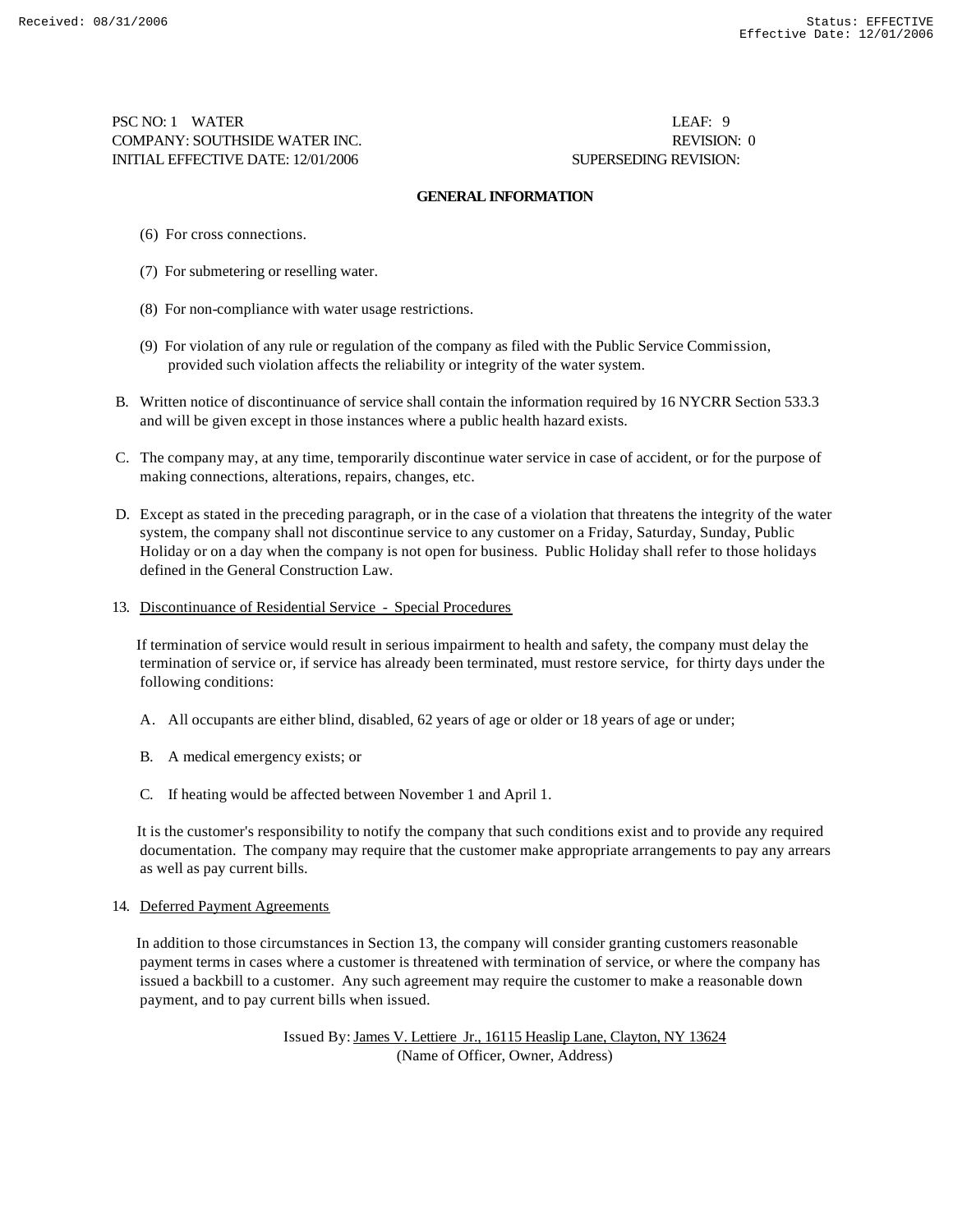PSC NO: 1 WATER  
COMPANY: SOUTHSIDE WATER INC.  
INITIAL EFFECTIVE DATE: 12/01/2006

LEAF: 9  
REVISION: 0  
SUPERSEDING REVISION:

**GENERAL INFORMATION**

(6) For cross connections.

(7) For submetering or reselling water.

(8) For non-compliance with water usage restrictions.

(9) For violation of any rule or regulation of the company as filed with the Public Service Commission, provided such violation affects the reliability or integrity of the water system.

B. Written notice of discontinuance of service shall contain the information required by 16 NYCRR Section 533.3 and will be given except in those instances where a public health hazard exists.

C. The company may, at any time, temporarily discontinue water service in case of accident, or for the purpose of making connections, alterations, repairs, changes, etc.

D. Except as stated in the preceding paragraph, or in the case of a violation that threatens the integrity of the water system, the company shall not discontinue service to any customer on a Friday, Saturday, Sunday, Public Holiday or on a day when the company is not open for business. Public Holiday shall refer to those holidays defined in the General Construction Law.

13. Discontinuance of Residential Service - Special Procedures

If termination of service would result in serious impairment to health and safety, the company must delay the termination of service or, if service has already been terminated, must restore service, for thirty days under the following conditions:

A. All occupants are either blind, disabled, 62 years of age or older or 18 years of age or under;

B. A medical emergency exists; or

C. If heating would be affected between November 1 and April 1.

It is the customer's responsibility to notify the company that such conditions exist and to provide any required documentation. The company may require that the customer make appropriate arrangements to pay any arrears as well as pay current bills.

14. Deferred Payment Agreements

In addition to those circumstances in Section 13, the company will consider granting customers reasonable payment terms in cases where a customer is threatened with termination of service, or where the company has issued a backbill to a customer. Any such agreement may require the customer to make a reasonable down payment, and to pay current bills when issued.

Issued By: James V. Lettiere Jr., 16115 Heaslip Lane, Clayton, NY 13624  
(Name of Officer, Owner, Address)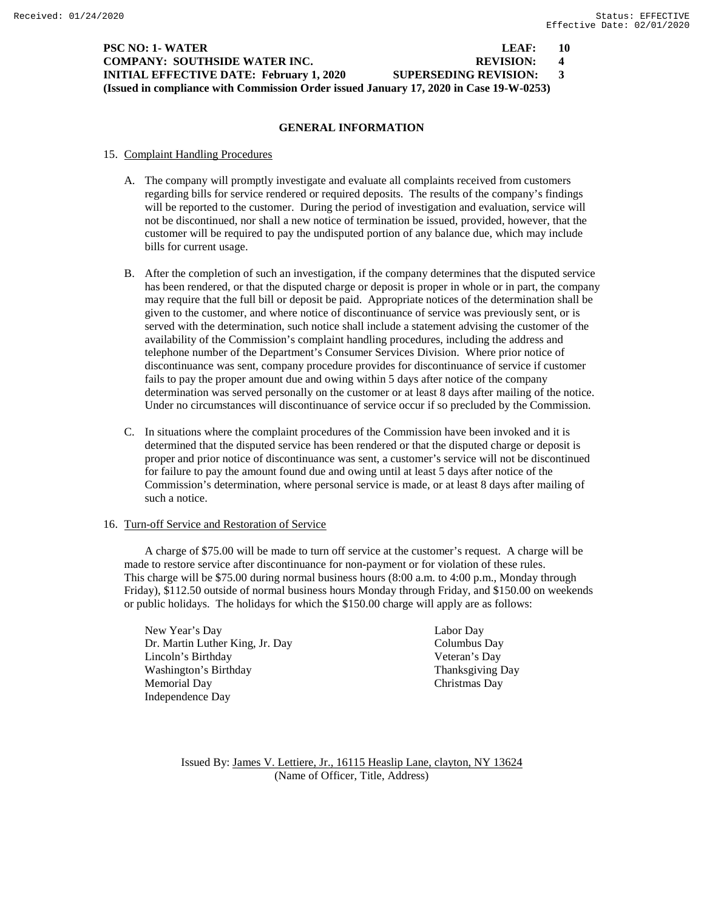**PSC NO: 1- WATER LEAF: 10**
**COMPANY: SOUTHSIDE WATER INC. REVISION: 4**
**INITIAL EFFECTIVE DATE: February 1, 2020 SUPERSEDING REVISION: 3**
**(Issued in compliance with Commission Order issued January 17, 2020 in Case 19-W-0253)**

## GENERAL INFORMATION

15. Complaint Handling Procedures

   A. The company will promptly investigate and evaluate all complaints received from customers regarding bills for service rendered or required deposits. The results of the company's findings will be reported to the customer. During the period of investigation and evaluation, service will not be discontinued, nor shall a new notice of termination be issued, provided, however, that the customer will be required to pay the undisputed portion of any balance due, which may include bills for current usage.

   B. After the completion of such an investigation, if the company determines that the disputed service has been rendered, or that the disputed charge or deposit is proper in whole or in part, the company may require that the full bill or deposit be paid. Appropriate notices of the determination shall be given to the customer, and where notice of discontinuance of service was previously sent, or is served with the determination, such notice shall include a statement advising the customer of the availability of the Commission's complaint handling procedures, including the address and telephone number of the Department's Consumer Services Division. Where prior notice of discontinuance was sent, company procedure provides for discontinuance of service if customer fails to pay the proper amount due and owing within 5 days after notice of the company determination was served personally on the customer or at least 8 days after mailing of the notice. Under no circumstances will discontinuance of service occur if so precluded by the Commission.

   C. In situations where the complaint procedures of the Commission have been invoked and it is determined that the disputed service has been rendered or that the disputed charge or deposit is proper and prior notice of discontinuance was sent, a customer's service will not be discontinued for failure to pay the amount found due and owing until at least 5 days after notice of the Commission's determination, where personal service is made, or at least 8 days after mailing of such a notice.

16. Turn-off Service and Restoration of Service

   A charge of $75.00 will be made to turn off service at the customer's request. A charge will be made to restore service after discontinuance for non-payment or for violation of these rules. This charge will be $75.00 during normal business hours (8:00 a.m. to 4:00 p.m., Monday through Friday), $112.50 outside of normal business hours Monday through Friday, and $150.00 on weekends or public holidays. The holidays for which the $150.00 charge will apply are as follows:

   New Year's Day
   Dr. Martin Luther King, Jr. Day
   Lincoln's Birthday
   Washington's Birthday
   Memorial Day
   Independence Day
   Labor Day
   Columbus Day
   Veteran's Day
   Thanksgiving Day
   Christmas Day

Issued By: James V. Lettiere, Jr., 16115 Heaslip Lane, clayton, NY 13624
(Name of Officer, Title, Address)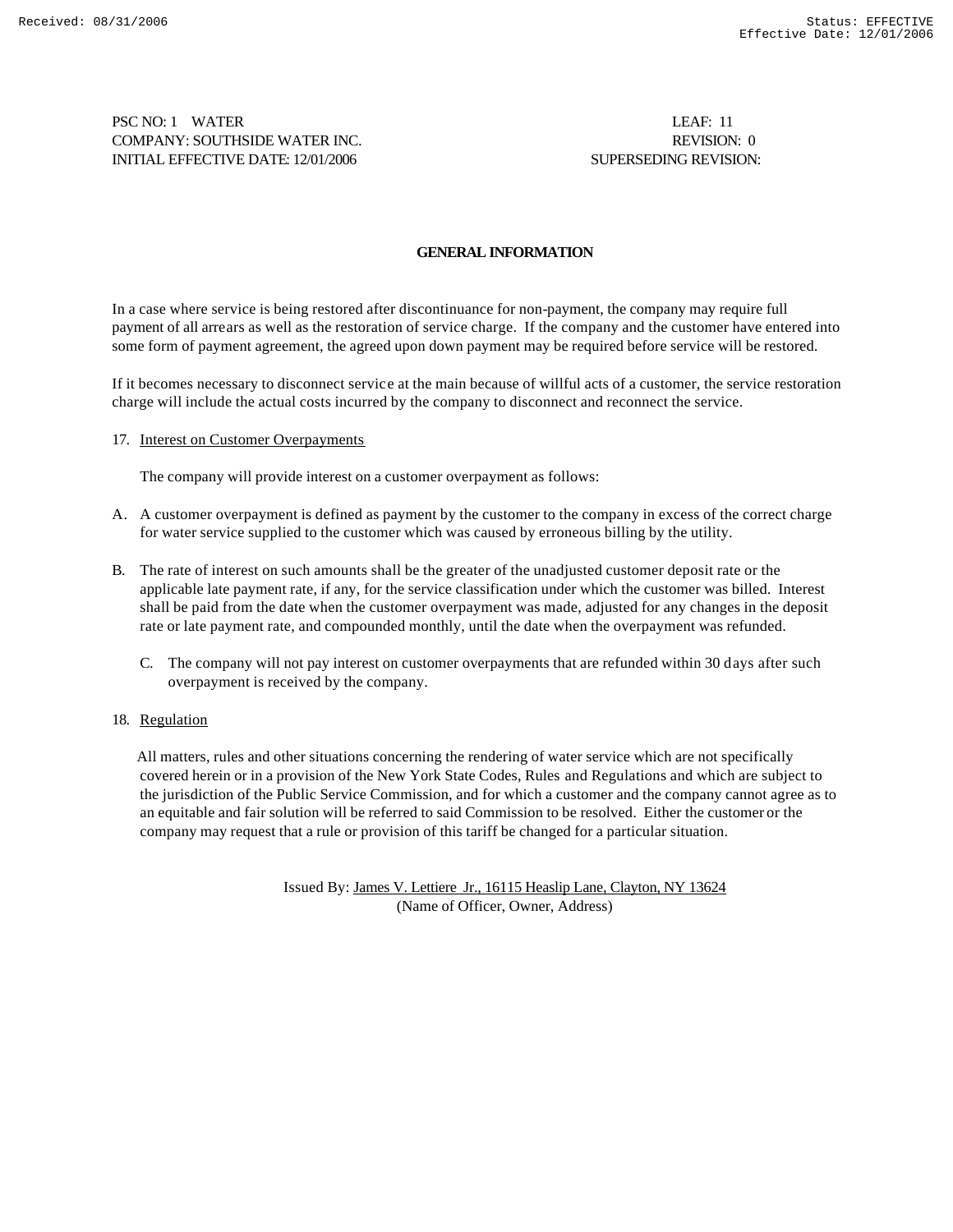PSC NO: 1 WATER LEAF: 11
COMPANY: SOUTHSIDE WATER INC. REVISION: 0
INITIAL EFFECTIVE DATE: 12/01/2006 SUPERSEDING REVISION:

## GENERAL INFORMATION

In a case where service is being restored after discontinuance for non-payment, the company may require full payment of all arrears as well as the restoration of service charge. If the company and the customer have entered into some form of payment agreement, the agreed upon down payment may be required before service will be restored.

If it becomes necessary to disconnect service at the main because of willful acts of a customer, the service restoration charge will include the actual costs incurred by the company to disconnect and reconnect the service.

17. Interest on Customer Overpayments

The company will provide interest on a customer overpayment as follows:

A. A customer overpayment is defined as payment by the customer to the company in excess of the correct charge for water service supplied to the customer which was caused by erroneous billing by the utility.

B. The rate of interest on such amounts shall be the greater of the unadjusted customer deposit rate or the applicable late payment rate, if any, for the service classification under which the customer was billed. Interest shall be paid from the date when the customer overpayment was made, adjusted for any changes in the deposit rate or late payment rate, and compounded monthly, until the date when the overpayment was refunded.

C. The company will not pay interest on customer overpayments that are refunded within 30 days after such overpayment is received by the company.

18. Regulation

All matters, rules and other situations concerning the rendering of water service which are not specifically covered herein or in a provision of the New York State Codes, Rules and Regulations and which are subject to the jurisdiction of the Public Service Commission, and for which a customer and the company cannot agree as to an equitable and fair solution will be referred to said Commission to be resolved. Either the customer or the company may request that a rule or provision of this tariff be changed for a particular situation.

Issued By: James V. Lettiere Jr., 16115 Heaslip Lane, Clayton, NY 13624
(Name of Officer, Owner, Address)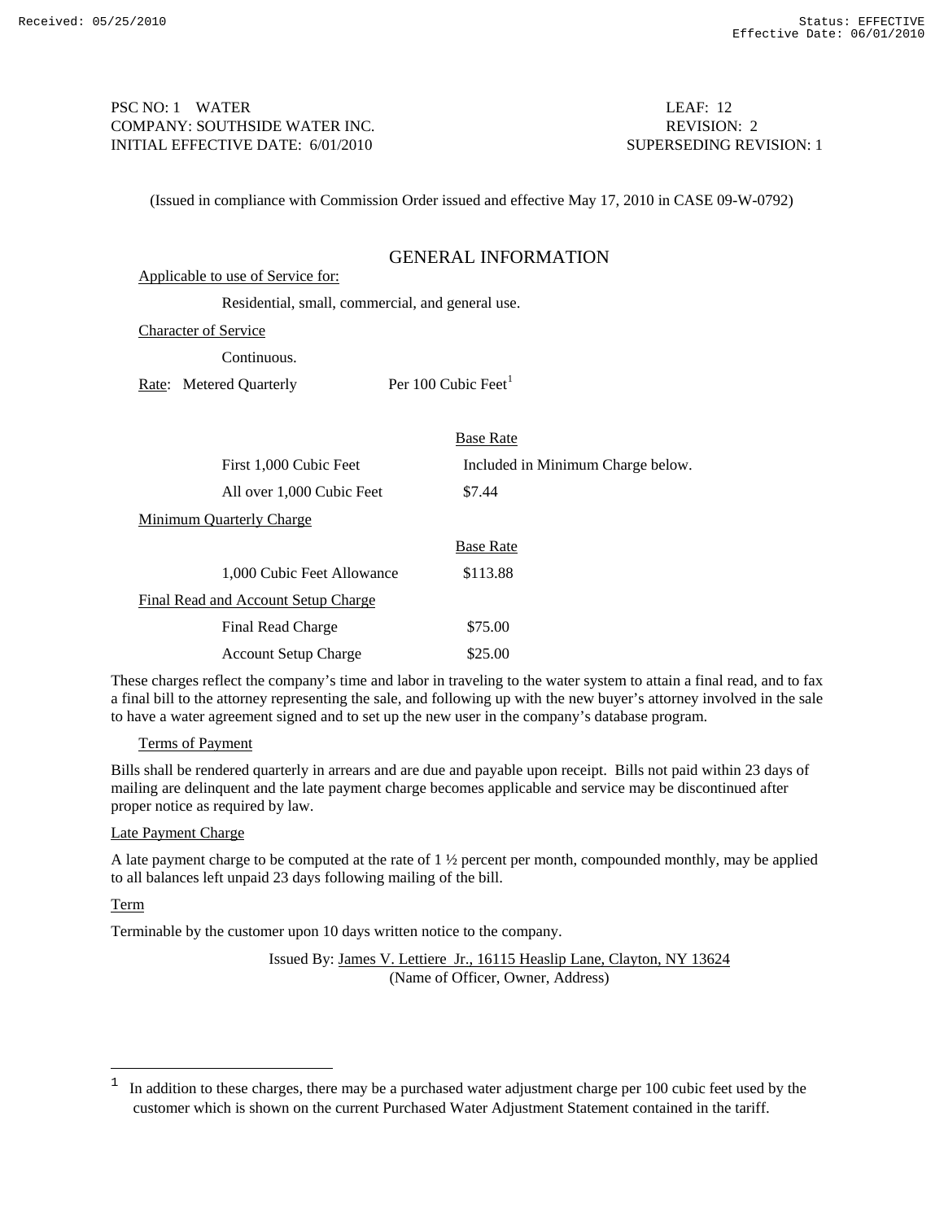PSC NO: 1 WATER — LEAF: 12
COMPANY: SOUTHSIDE WATER INC. — REVISION: 2
INITIAL EFFECTIVE DATE: 6/01/2010 — SUPERSEDING REVISION: 1

(Issued in compliance with Commission Order issued and effective May 17, 2010 in CASE 09-W-0792)

## GENERAL INFORMATION

Applicable to use of Service for:

Residential, small, commercial, and general use.

Character of Service

Continuous.

Rate: Metered Quarterly — Per 100 Cubic Feet[1]

| | Base Rate |
|---|---|
| First 1,000 Cubic Feet | Included in Minimum Charge below. |
| All over 1,000 Cubic Feet | $7.44 |

Minimum Quarterly Charge

| | Base Rate |
|---|---|
| 1,000 Cubic Feet Allowance | $113.88 |

Final Read and Account Setup Charge

| | |
|---|---|
| Final Read Charge | $75.00 |
| Account Setup Charge | $25.00 |

These charges reflect the company's time and labor in traveling to the water system to attain a final read, and to fax a final bill to the attorney representing the sale, and following up with the new buyer's attorney involved in the sale to have a water agreement signed and to set up the new user in the company's database program.

Terms of Payment

Bills shall be rendered quarterly in arrears and are due and payable upon receipt. Bills not paid within 23 days of mailing are delinquent and the late payment charge becomes applicable and service may be discontinued after proper notice as required by law.

Late Payment Charge

A late payment charge to be computed at the rate of 1 ½ percent per month, compounded monthly, may be applied to all balances left unpaid 23 days following mailing of the bill.

Term

Terminable by the customer upon 10 days written notice to the company.

Issued By: James V. Lettiere Jr., 16115 Heaslip Lane, Clayton, NY 13624
(Name of Officer, Owner, Address)

[1] In addition to these charges, there may be a purchased water adjustment charge per 100 cubic feet used by the customer which is shown on the current Purchased Water Adjustment Statement contained in the tariff.